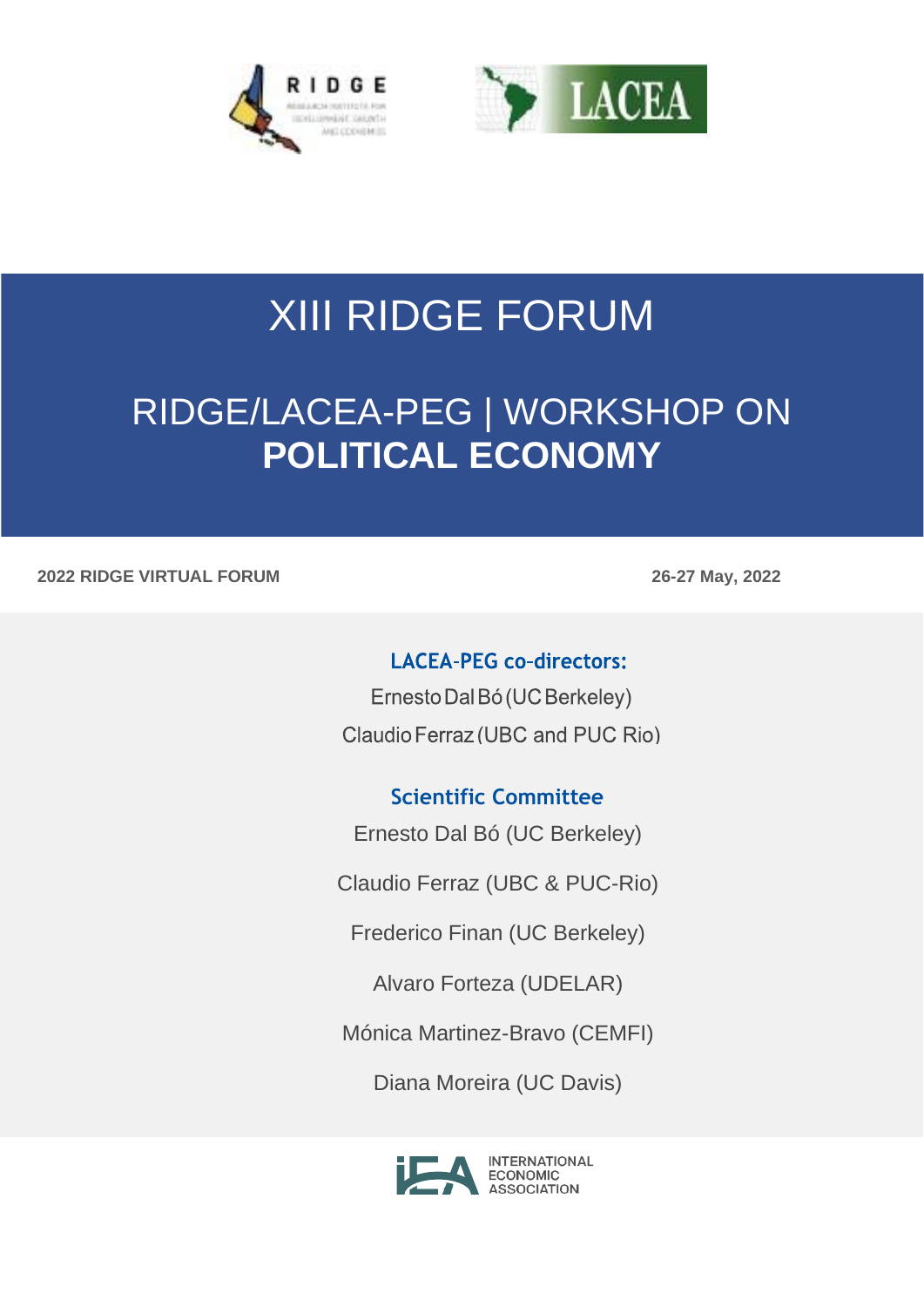# XIII RIDGE FORUM

## RIDGE/LACEA-PEG | WORKSHOP ON **POLITICAL ECONOMY**

**2022 RIDGE VIRTUAL FORUM**

**26-27 May, 2022**

### LACEA-PEG co-directors:

Ernesto Dal Bó (UC Berkeley)

Claudio Ferraz (UBC and PUC Rio)

### Scientific Committee

Ernesto Dal Bó (UC Berkeley)

Claudio Ferraz (UBC & PUC-Rio)

Frederico Finan (UC Berkeley)

Alvaro Forteza (UDELAR)

Mónica Martinez-Bravo (CEMFI)

Diana Moreira (UC Davis)

INTERNATIONAL ECONOMIC ASSOCIATION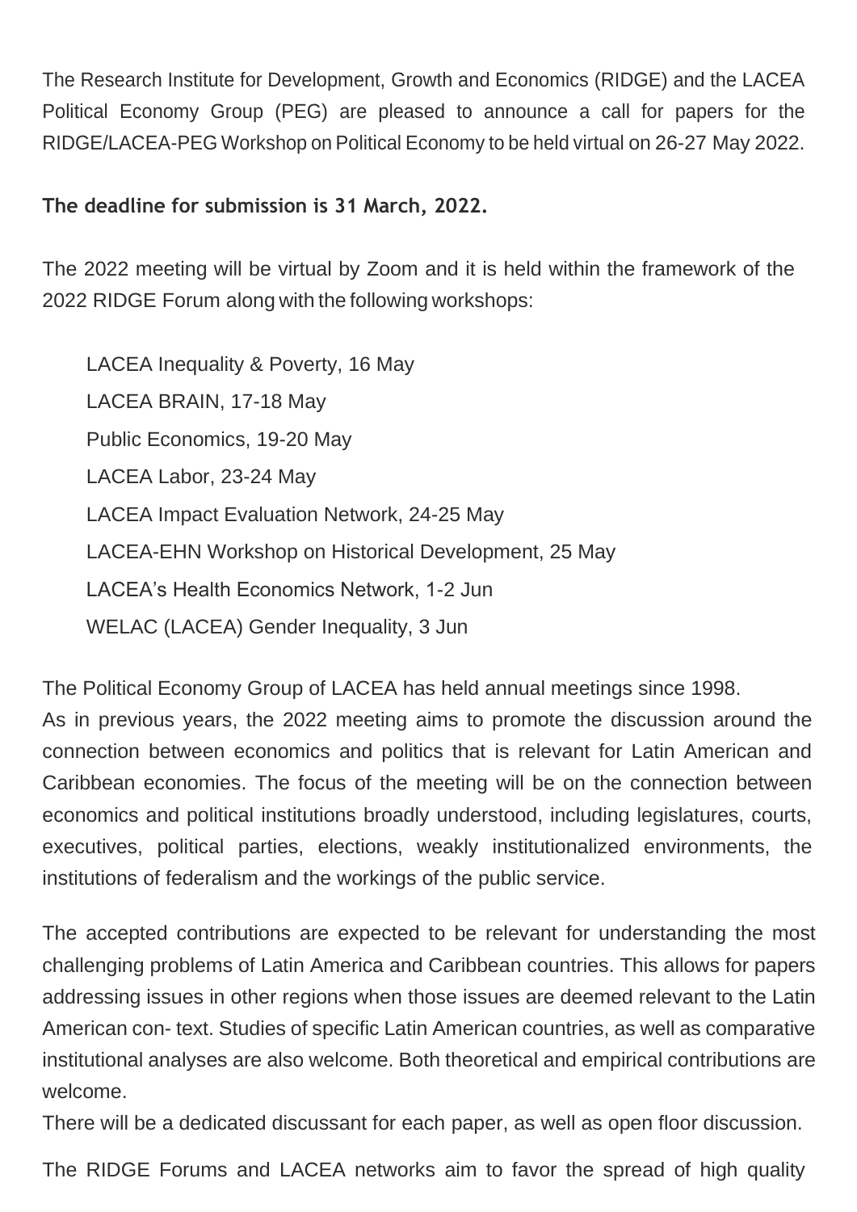The Research Institute for Development, Growth and Economics (RIDGE) and the LACEA Political Economy Group (PEG) are pleased to announce a call for papers for the RIDGE/LACEA-PEG Workshop on Political Economy to be held virtual on 26-27 May 2022.

**The deadline for submission is 31 March, 2022.**

The 2022 meeting will be virtual by Zoom and it is held within the framework of the 2022 RIDGE Forum along with the following workshops:

- LACEA Inequality & Poverty, 16 May
- LACEA BRAIN, 17-18 May
- Public Economics, 19-20 May
- LACEA Labor, 23-24 May
- LACEA Impact Evaluation Network, 24-25 May
- LACEA-EHN Workshop on Historical Development, 25 May
- LACEA's Health Economics Network, 1-2 Jun
- WELAC (LACEA) Gender Inequality, 3 Jun

The Political Economy Group of LACEA has held annual meetings since 1998.
As in previous years, the 2022 meeting aims to promote the discussion around the connection between economics and politics that is relevant for Latin American and Caribbean economies. The focus of the meeting will be on the connection between economics and political institutions broadly understood, including legislatures, courts, executives, political parties, elections, weakly institutionalized environments, the institutions of federalism and the workings of the public service.

The accepted contributions are expected to be relevant for understanding the most challenging problems of Latin America and Caribbean countries. This allows for papers addressing issues in other regions when those issues are deemed relevant to the Latin American con- text. Studies of specific Latin American countries, as well as comparative institutional analyses are also welcome. Both theoretical and empirical contributions are welcome.
There will be a dedicated discussant for each paper, as well as open floor discussion.

The RIDGE Forums and LACEA networks aim to favor the spread of high quality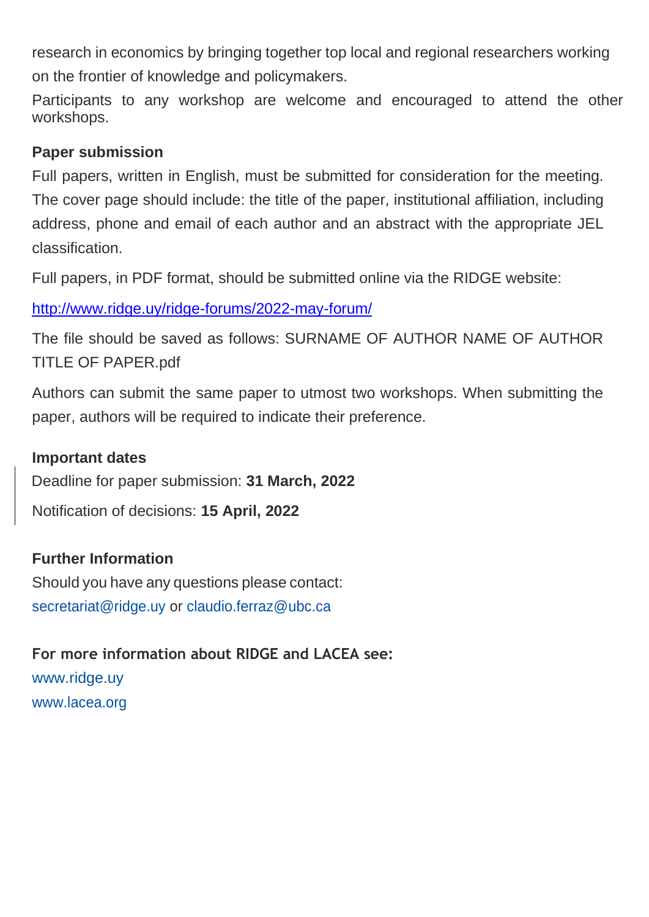research in economics by bringing together top local and regional researchers working on the frontier of knowledge and policymakers.

Participants to any workshop are welcome and encouraged to attend the other workshops.

**Paper submission**

Full papers, written in English, must be submitted for consideration for the meeting. The cover page should include: the title of the paper, institutional affiliation, including address, phone and email of each author and an abstract with the appropriate JEL classification.

Full papers, in PDF format, should be submitted online via the RIDGE website:

http://www.ridge.uy/ridge-forums/2022-may-forum/

The file should be saved as follows: SURNAME OF AUTHOR NAME OF AUTHOR TITLE OF PAPER.pdf

Authors can submit the same paper to utmost two workshops. When submitting the paper, authors will be required to indicate their preference.

**Important dates**

Deadline for paper submission: **31 March, 2022**

Notification of decisions: **15 April, 2022**

**Further Information**

Should you have any questions please contact:
secretariat@ridge.uy or claudio.ferraz@ubc.ca

**For more information about RIDGE and LACEA see:**

www.ridge.uy
www.lacea.org